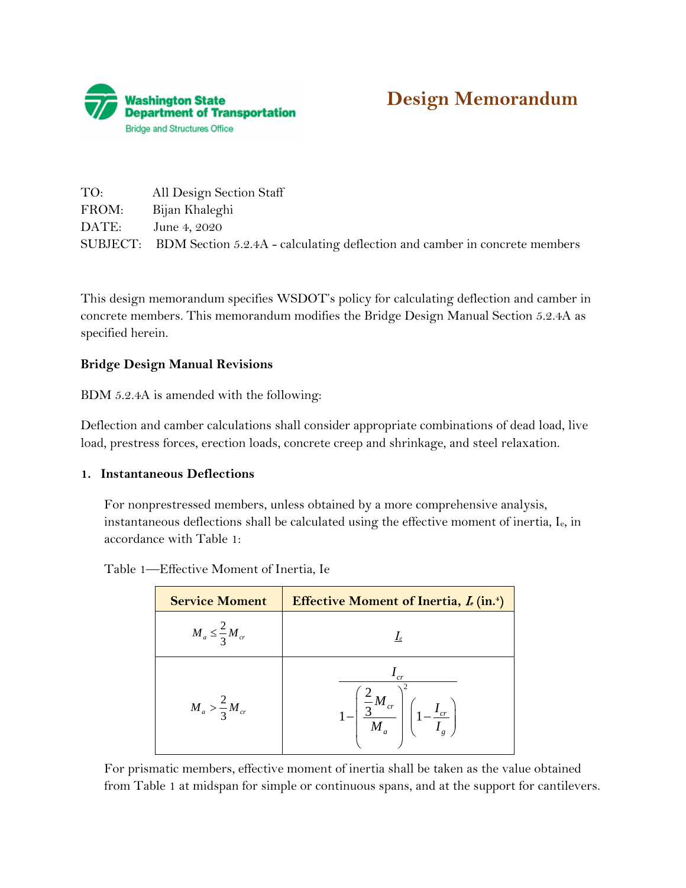Washington State Department of Transportation
Bridge and Structures Office

# Design Memorandum

TO: All Design Section Staff
FROM: Bijan Khaleghi
DATE: June 4, 2020
SUBJECT: BDM Section 5.2.4A - calculating deflection and camber in concrete members

This design memorandum specifies WSDOT's policy for calculating deflection and camber in concrete members. This memorandum modifies the Bridge Design Manual Section 5.2.4A as specified herein.

**Bridge Design Manual Revisions**

BDM 5.2.4A is amended with the following:

Deflection and camber calculations shall consider appropriate combinations of dead load, live load, prestress forces, erection loads, concrete creep and shrinkage, and steel relaxation.

**1. Instantaneous Deflections**

For nonprestressed members, unless obtained by a more comprehensive analysis, instantaneous deflections shall be calculated using the effective moment of inertia, $I_e$, in accordance with Table 1:

Table 1—Effective Moment of Inertia, Ie

| Service Moment | Effective Moment of Inertia, $I_e$ (in.[4]) |
|---|---|
| $M_a \leq \frac{2}{3} M_{cr}$ | $I_g$ |
| $M_a > \frac{2}{3} M_{cr}$ | $\dfrac{I_{cr}}{1-\left(\dfrac{\frac{2}{3}M_{cr}}{M_a}\right)^2\left(1-\dfrac{I_{cr}}{I_g}\right)}$ |

For prismatic members, effective moment of inertia shall be taken as the value obtained from Table 1 at midspan for simple or continuous spans, and at the support for cantilevers.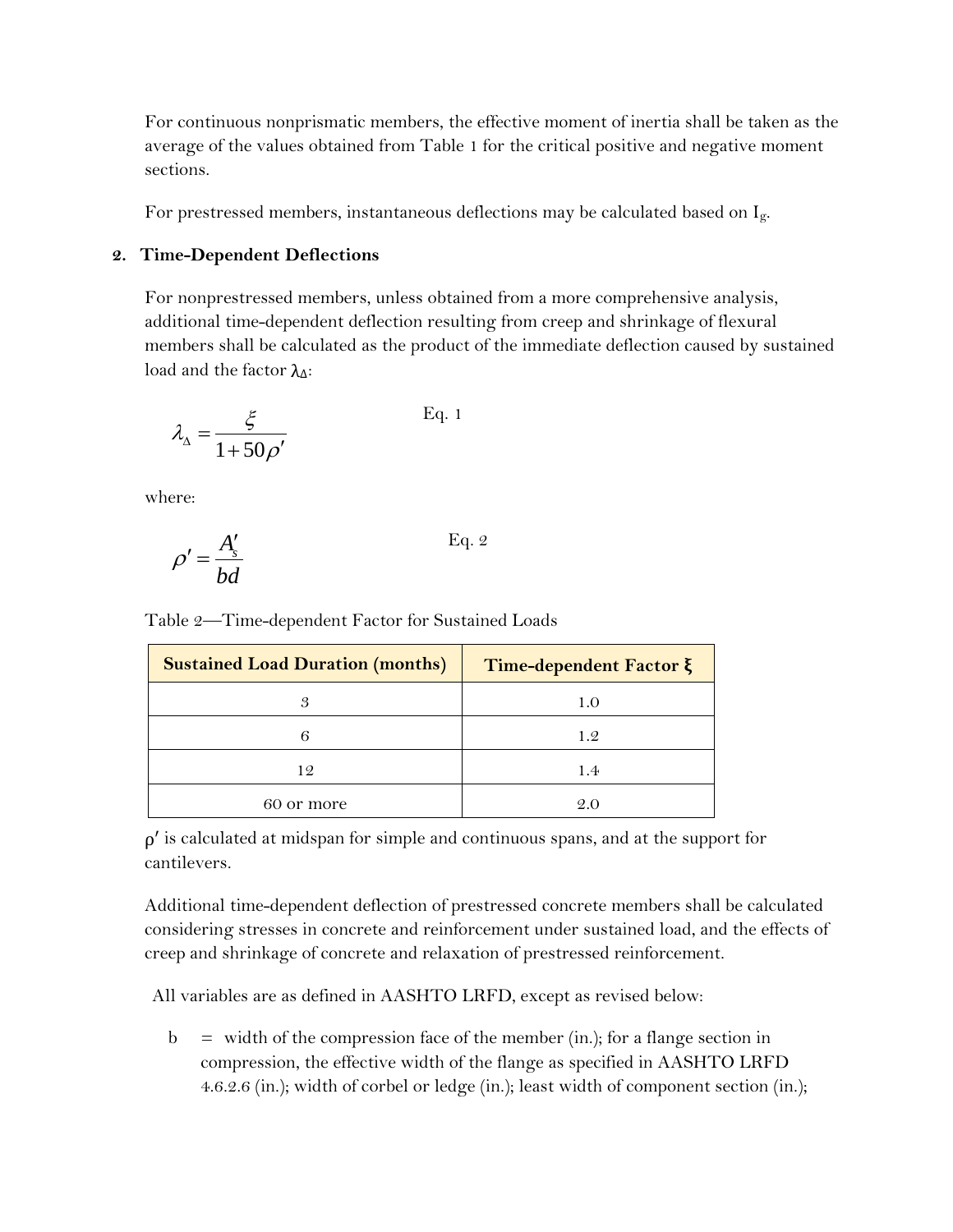For continuous nonprismatic members, the effective moment of inertia shall be taken as the average of the values obtained from Table 1 for the critical positive and negative moment sections.

For prestressed members, instantaneous deflections may be calculated based on $I_g$.

**2. Time-Dependent Deflections**

For nonprestressed members, unless obtained from a more comprehensive analysis, additional time-dependent deflection resulting from creep and shrinkage of flexural members shall be calculated as the product of the immediate deflection caused by sustained load and the factor $\lambda_\Delta$:

$$\lambda_\Delta = \frac{\xi}{1 + 50\rho'} \qquad \text{Eq. 1}$$

where:

$$\rho' = \frac{A_s'}{bd} \qquad \text{Eq. 2}$$

Table 2—Time-dependent Factor for Sustained Loads

| Sustained Load Duration (months) | Time-dependent Factor ξ |
|---|---|
| 3 | 1.0 |
| 6 | 1.2 |
| 12 | 1.4 |
| 60 or more | 2.0 |

$\rho'$ is calculated at midspan for simple and continuous spans, and at the support for cantilevers.

Additional time-dependent deflection of prestressed concrete members shall be calculated considering stresses in concrete and reinforcement under sustained load, and the effects of creep and shrinkage of concrete and relaxation of prestressed reinforcement.

All variables are as defined in AASHTO LRFD, except as revised below:

- b = width of the compression face of the member (in.); for a flange section in compression, the effective width of the flange as specified in AASHTO LRFD 4.6.2.6 (in.); width of corbel or ledge (in.); least width of component section (in.);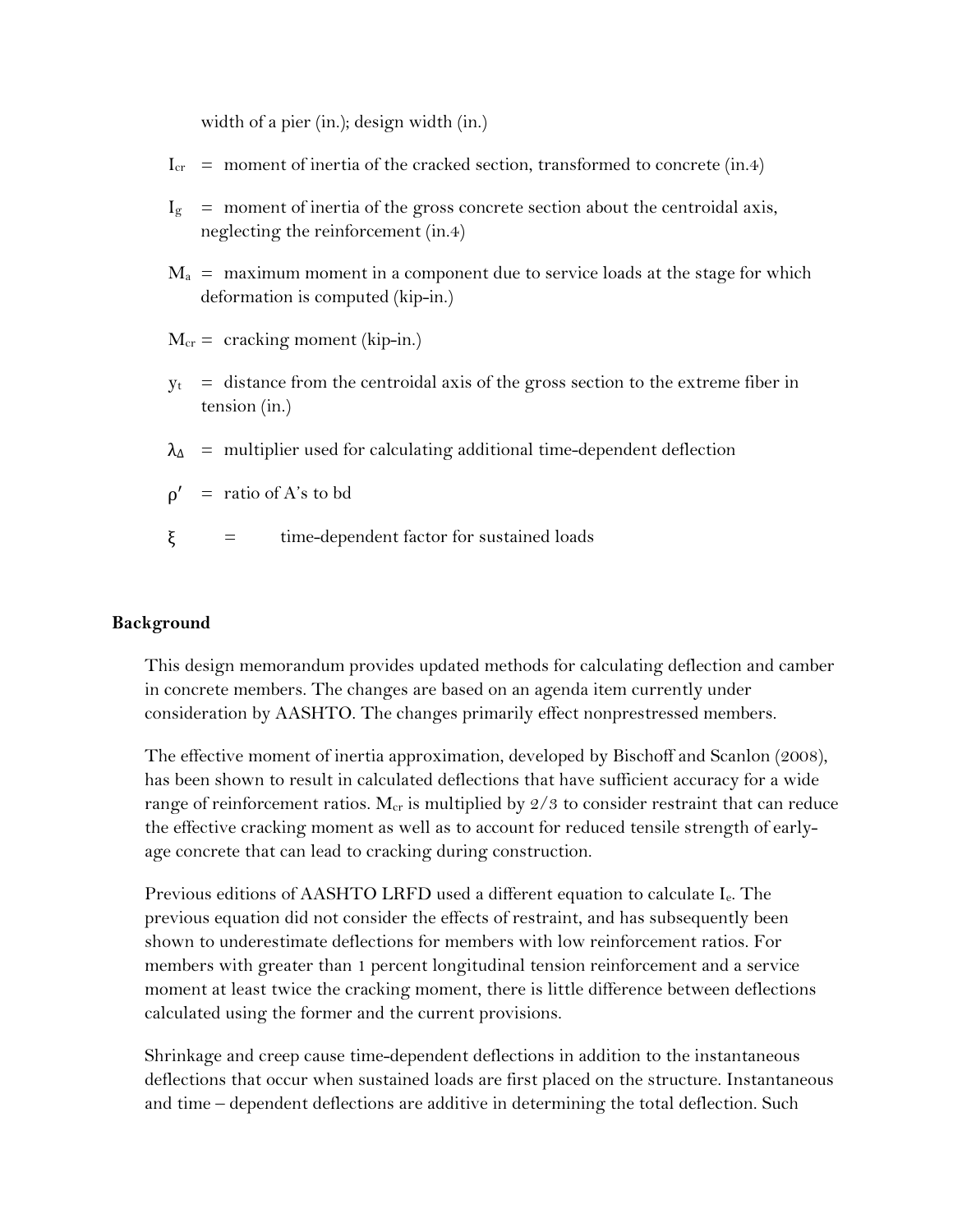width of a pier (in.); design width (in.)

$I_{cr}$ = moment of inertia of the cracked section, transformed to concrete (in.4)

$I_g$ = moment of inertia of the gross concrete section about the centroidal axis, neglecting the reinforcement (in.4)

$M_a$ = maximum moment in a component due to service loads at the stage for which deformation is computed (kip-in.)

$M_{cr}$ = cracking moment (kip-in.)

$y_t$ = distance from the centroidal axis of the gross section to the extreme fiber in tension (in.)

$\lambda_\Delta$ = multiplier used for calculating additional time-dependent deflection

$\rho'$ = ratio of A's to bd

$\xi$ = time-dependent factor for sustained loads

**Background**

This design memorandum provides updated methods for calculating deflection and camber in concrete members. The changes are based on an agenda item currently under consideration by AASHTO. The changes primarily effect nonprestressed members.

The effective moment of inertia approximation, developed by Bischoff and Scanlon (2008), has been shown to result in calculated deflections that have sufficient accuracy for a wide range of reinforcement ratios. $M_{cr}$ is multiplied by 2/3 to consider restraint that can reduce the effective cracking moment as well as to account for reduced tensile strength of early-age concrete that can lead to cracking during construction.

Previous editions of AASHTO LRFD used a different equation to calculate $I_e$. The previous equation did not consider the effects of restraint, and has subsequently been shown to underestimate deflections for members with low reinforcement ratios. For members with greater than 1 percent longitudinal tension reinforcement and a service moment at least twice the cracking moment, there is little difference between deflections calculated using the former and the current provisions.

Shrinkage and creep cause time-dependent deflections in addition to the instantaneous deflections that occur when sustained loads are first placed on the structure. Instantaneous and time – dependent deflections are additive in determining the total deflection. Such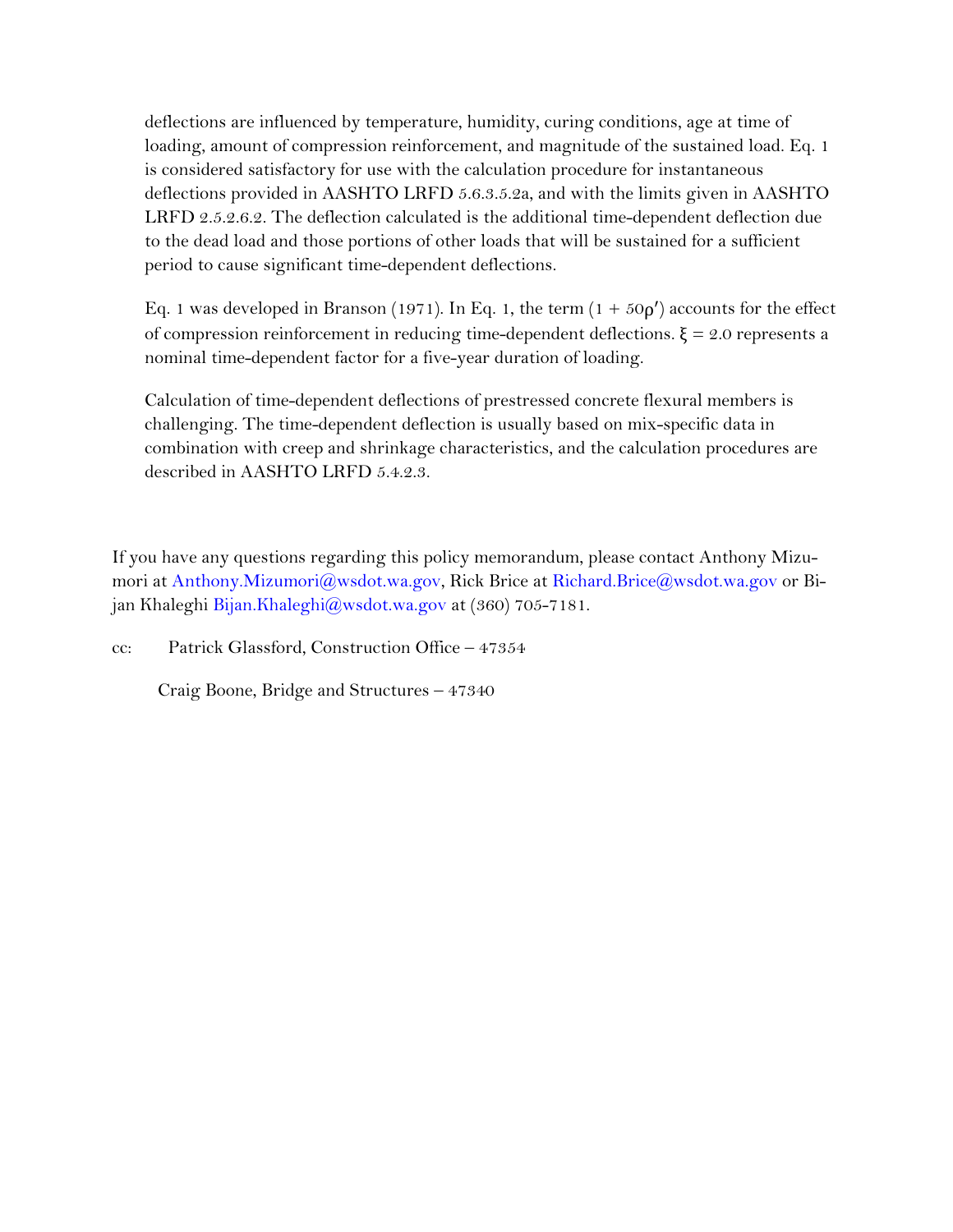deflections are influenced by temperature, humidity, curing conditions, age at time of loading, amount of compression reinforcement, and magnitude of the sustained load. Eq. 1 is considered satisfactory for use with the calculation procedure for instantaneous deflections provided in AASHTO LRFD 5.6.3.5.2a, and with the limits given in AASHTO LRFD 2.5.2.6.2. The deflection calculated is the additional time-dependent deflection due to the dead load and those portions of other loads that will be sustained for a sufficient period to cause significant time-dependent deflections.

Eq. 1 was developed in Branson (1971). In Eq. 1, the term $(1 + 50\rho')$ accounts for the effect of compression reinforcement in reducing time-dependent deflections. $\xi = 2.0$ represents a nominal time-dependent factor for a five-year duration of loading.

Calculation of time-dependent deflections of prestressed concrete flexural members is challenging. The time-dependent deflection is usually based on mix-specific data in combination with creep and shrinkage characteristics, and the calculation procedures are described in AASHTO LRFD 5.4.2.3.

If you have any questions regarding this policy memorandum, please contact Anthony Mizumori at Anthony.Mizumori@wsdot.wa.gov, Rick Brice at Richard.Brice@wsdot.wa.gov or Bijan Khaleghi Bijan.Khaleghi@wsdot.wa.gov at (360) 705-7181.

cc: Patrick Glassford, Construction Office – 47354

Craig Boone, Bridge and Structures – 47340